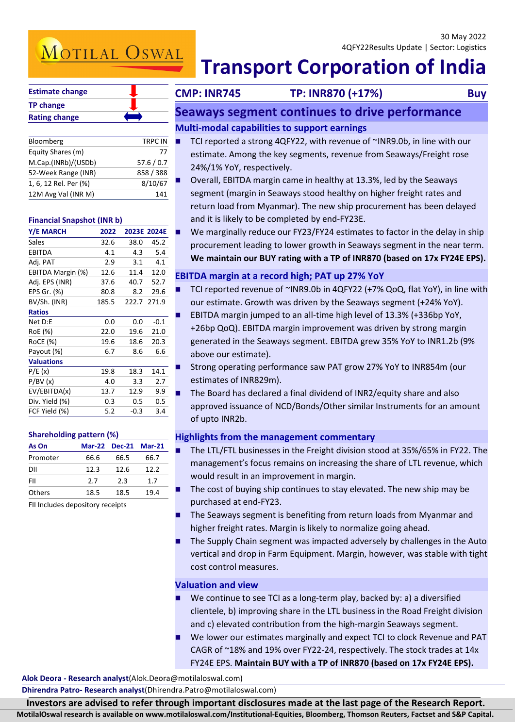30 May 2022

4QFY22Results Update | Sector: Logistics

# Transport Corporation of India

| | |
|---|---|
| Estimate change | ↓ |
| TP change | ↓ |
| Rating change | ↔ |

| | |
|---|---|
| Bloomberg | TRPC IN |
| Equity Shares (m) | 77 |
| M.Cap.(INRb)/(USDb) | 57.6 / 0.7 |
| 52-Week Range (INR) | 858 / 388 |
| 1, 6, 12 Rel. Per (%) | 8/10/67 |
| 12M Avg Val (INR M) | 141 |

**Financial Snapshot (INR b)**

| Y/E MARCH | 2022 | 2023E | 2024E |
|---|---|---|---|
| Sales | 32.6 | 38.0 | 45.2 |
| EBITDA | 4.1 | 4.3 | 5.4 |
| Adj. PAT | 2.9 | 3.1 | 4.1 |
| EBITDA Margin (%) | 12.6 | 11.4 | 12.0 |
| Adj. EPS (INR) | 37.6 | 40.7 | 52.7 |
| EPS Gr. (%) | 80.8 | 8.2 | 29.6 |
| BV/Sh. (INR) | 185.5 | 222.7 | 271.9 |
| **Ratios** | | | |
| Net D:E | 0.0 | 0.0 | -0.1 |
| RoE (%) | 22.0 | 19.6 | 21.0 |
| RoCE (%) | 19.6 | 18.6 | 20.3 |
| Payout (%) | 6.7 | 8.6 | 6.6 |
| **Valuations** | | | |
| P/E (x) | 19.8 | 18.3 | 14.1 |
| P/BV (x) | 4.0 | 3.3 | 2.7 |
| EV/EBITDA(x) | 13.7 | 12.9 | 9.9 |
| Div. Yield (%) | 0.3 | 0.5 | 0.5 |
| FCF Yield (%) | 5.2 | -0.3 | 3.4 |

**Shareholding pattern (%)**

| As On | Mar-22 | Dec-21 | Mar-21 |
|---|---|---|---|
| Promoter | 66.6 | 66.5 | 66.7 |
| DII | 12.3 | 12.6 | 12.2 |
| FII | 2.7 | 2.3 | 1.7 |
| Others | 18.5 | 18.5 | 19.4 |

FII Includes depository receipts

**CMP: INR745 TP: INR870 (+17%) Buy**

## Seaways segment continues to drive performance

### Multi-modal capabilities to support earnings

- TCI reported a strong 4QFY22, with revenue of ~INR9.0b, in line with our estimate. Among the key segments, revenue from Seaways/Freight rose 24%/1% YoY, respectively.
- Overall, EBITDA margin came in healthy at 13.3%, led by the Seaways segment (margin in Seaways stood healthy on higher freight rates and return load from Myanmar). The new ship procurement has been delayed and it is likely to be completed by end-FY23E.
- We marginally reduce our FY23/FY24 estimates to factor in the delay in ship procurement leading to lower growth in Seaways segment in the near term. **We maintain our BUY rating with a TP of INR870 (based on 17x FY24E EPS).**

### EBITDA margin at a record high; PAT up 27% YoY

- TCI reported revenue of ~INR9.0b in 4QFY22 (+7% QoQ, flat YoY), in line with our estimate. Growth was driven by the Seaways segment (+24% YoY).
- EBITDA margin jumped to an all-time high level of 13.3% (+336bp YoY, +26bp QoQ). EBITDA margin improvement was driven by strong margin generated in the Seaways segment. EBITDA grew 35% YoY to INR1.2b (9% above our estimate).
- Strong operating performance saw PAT grow 27% YoY to INR854m (our estimates of INR829m).
- The Board has declared a final dividend of INR2/equity share and also approved issuance of NCD/Bonds/Other similar Instruments for an amount of upto INR2b.

### Highlights from the management commentary

- The LTL/FTL businesses in the Freight division stood at 35%/65% in FY22. The management's focus remains on increasing the share of LTL revenue, which would result in an improvement in margin.
- The cost of buying ship continues to stay elevated. The new ship may be purchased at end-FY23.
- The Seaways segment is benefiting from return loads from Myanmar and higher freight rates. Margin is likely to normalize going ahead.
- The Supply Chain segment was impacted adversely by challenges in the Auto vertical and drop in Farm Equipment. Margin, however, was stable with tight cost control measures.

### Valuation and view

- We continue to see TCI as a long-term play, backed by: a) a diversified clientele, b) improving share in the LTL business in the Road Freight division and c) elevated contribution from the high-margin Seaways segment.
- We lower our estimates marginally and expect TCI to clock Revenue and PAT CAGR of ~18% and 19% over FY22-24, respectively. The stock trades at 14x FY24E EPS. **Maintain BUY with a TP of INR870 (based on 17x FY24E EPS).**

**Alok Deora - Research analyst**(Alok.Deora@motilaloswal.com)

**Dhirendra Patro- Research analyst**(Dhirendra.Patro@motilaloswal.com)

**Investors are advised to refer through important disclosures made at the last page of the Research Report.**

**MotilalOswal research is available on www.motilaloswal.com/Institutional-Equities, Bloomberg, Thomson Reuters, Factset and S&P Capital.**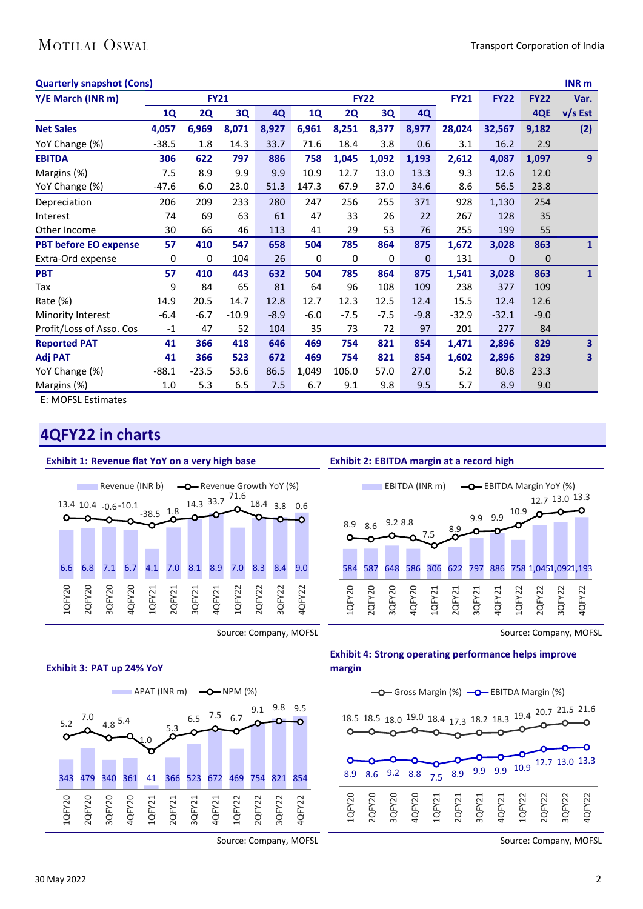### Quarterly snapshot (Cons)

INR m

| Y/E March (INR m) | FY21 | | | | FY22 | | | | FY21 | FY22 | FY22 | Var. |
|---|---|---|---|---|---|---|---|---|---|---|---|---|
| | 1Q | 2Q | 3Q | 4Q | 1Q | 2Q | 3Q | 4Q | | | 4QE | v/s Est |
| **Net Sales** | **4,057** | **6,969** | **8,071** | **8,927** | **6,961** | **8,251** | **8,377** | **8,977** | **28,024** | **32,567** | **9,182** | **(2)** |
| YoY Change (%) | -38.5 | 1.8 | 14.3 | 33.7 | 71.6 | 18.4 | 3.8 | 0.6 | 3.1 | 16.2 | 2.9 | |
| **EBITDA** | **306** | **622** | **797** | **886** | **758** | **1,045** | **1,092** | **1,193** | **2,612** | **4,087** | **1,097** | **9** |
| Margins (%) | 7.5 | 8.9 | 9.9 | 9.9 | 10.9 | 12.7 | 13.0 | 13.3 | 9.3 | 12.6 | 12.0 | |
| YoY Change (%) | -47.6 | 6.0 | 23.0 | 51.3 | 147.3 | 67.9 | 37.0 | 34.6 | 8.6 | 56.5 | 23.8 | |
| Depreciation | 206 | 209 | 233 | 280 | 247 | 256 | 255 | 371 | 928 | 1,130 | 254 | |
| Interest | 74 | 69 | 63 | 61 | 47 | 33 | 26 | 22 | 267 | 128 | 35 | |
| Other Income | 30 | 66 | 46 | 113 | 41 | 29 | 53 | 76 | 255 | 199 | 55 | |
| **PBT before EO expense** | **57** | **410** | **547** | **658** | **504** | **785** | **864** | **875** | **1,672** | **3,028** | **863** | **1** |
| Extra-Ord expense | 0 | 0 | 104 | 26 | 0 | 0 | 0 | 0 | 131 | 0 | 0 | |
| **PBT** | **57** | **410** | **443** | **632** | **504** | **785** | **864** | **875** | **1,541** | **3,028** | **863** | **1** |
| Tax | 9 | 84 | 65 | 81 | 64 | 96 | 108 | 109 | 238 | 377 | 109 | |
| Rate (%) | 14.9 | 20.5 | 14.7 | 12.8 | 12.7 | 12.3 | 12.5 | 12.4 | 15.5 | 12.4 | 12.6 | |
| Minority Interest | -6.4 | -6.7 | -10.9 | -8.9 | -6.0 | -7.5 | -7.5 | -9.8 | -32.9 | -32.1 | -9.0 | |
| Profit/Loss of Asso. Cos | -1 | 47 | 52 | 104 | 35 | 73 | 72 | 97 | 201 | 277 | 84 | |
| **Reported PAT** | **41** | **366** | **418** | **646** | **469** | **754** | **821** | **854** | **1,471** | **2,896** | **829** | **3** |
| **Adj PAT** | **41** | **366** | **523** | **672** | **469** | **754** | **821** | **854** | **1,602** | **2,896** | **829** | **3** |
| YoY Change (%) | -88.1 | -23.5 | 53.6 | 86.5 | 1,049 | 106.0 | 57.0 | 27.0 | 5.2 | 80.8 | 23.3 | |
| Margins (%) | 1.0 | 5.3 | 6.5 | 7.5 | 6.7 | 9.1 | 9.8 | 9.5 | 5.7 | 8.9 | 9.0 | |

E: MOFSL Estimates

## 4QFY22 in charts

**Exhibit 1: Revenue flat YoY on a very high base**

| | 1QFY20 | 2QFY20 | 3QFY20 | 4QFY20 | 1QFY21 | 2QFY21 | 3QFY21 | 4QFY21 | 1QFY22 | 2QFY22 | 3QFY22 | 4QFY22 |
|---|---|---|---|---|---|---|---|---|---|---|---|---|
| Revenue (INR b) | 6.6 | 6.8 | 7.1 | 6.7 | 4.1 | 7.0 | 8.1 | 8.9 | 7.0 | 8.3 | 8.4 | 9.0 |
| Revenue Growth YoY (%) | 13.4 | 10.4 | -0.6 | -10.1 | -38.5 | 1.8 | 14.3 | 33.7 | 71.6 | 18.4 | 3.8 | 0.6 |

Source: Company, MOFSL

**Exhibit 2: EBITDA margin at a record high**

| | 1QFY20 | 2QFY20 | 3QFY20 | 4QFY20 | 1QFY21 | 2QFY21 | 3QFY21 | 4QFY21 | 1QFY22 | 2QFY22 | 3QFY22 | 4QFY22 |
|---|---|---|---|---|---|---|---|---|---|---|---|---|
| EBITDA (INR m) | 584 | 587 | 648 | 586 | 306 | 622 | 797 | 886 | 758 | 1,045 | 1,092 | 1,193 |
| EBITDA Margin YoY (%) | 8.9 | 8.6 | 9.2 | 8.8 | 7.5 | 8.9 | 9.9 | 9.9 | 10.9 | 12.7 | 13.0 | 13.3 |

Source: Company, MOFSL

**Exhibit 3: PAT up 24% YoY**

| | 1QFY20 | 2QFY20 | 3QFY20 | 4QFY20 | 1QFY21 | 2QFY21 | 3QFY21 | 4QFY21 | 1QFY22 | 2QFY22 | 3QFY22 | 4QFY22 |
|---|---|---|---|---|---|---|---|---|---|---|---|---|
| APAT (INR m) | 343 | 479 | 340 | 361 | 41 | 366 | 523 | 672 | 469 | 754 | 821 | 854 |
| NPM (%) | 5.2 | 7.0 | 4.8 | 5.4 | 1.0 | 5.3 | 6.5 | 7.5 | 6.7 | 9.1 | 9.8 | 9.5 |

Source: Company, MOFSL

**Exhibit 4: Strong operating performance helps improve margin**

| | 1QFY20 | 2QFY20 | 3QFY20 | 4QFY20 | 1QFY21 | 2QFY21 | 3QFY21 | 4QFY21 | 1QFY22 | 2QFY22 | 3QFY22 | 4QFY22 |
|---|---|---|---|---|---|---|---|---|---|---|---|---|
| Gross Margin (%) | 18.5 | 18.5 | 18.0 | 19.0 | 18.4 | 17.3 | 18.2 | 18.3 | 19.4 | 20.7 | 21.5 | 21.6 |
| EBITDA Margin (%) | 8.9 | 8.6 | 9.2 | 8.8 | 7.5 | 8.9 | 9.9 | 9.9 | 10.9 | 12.7 | 13.0 | 13.3 |

Source: Company, MOFSL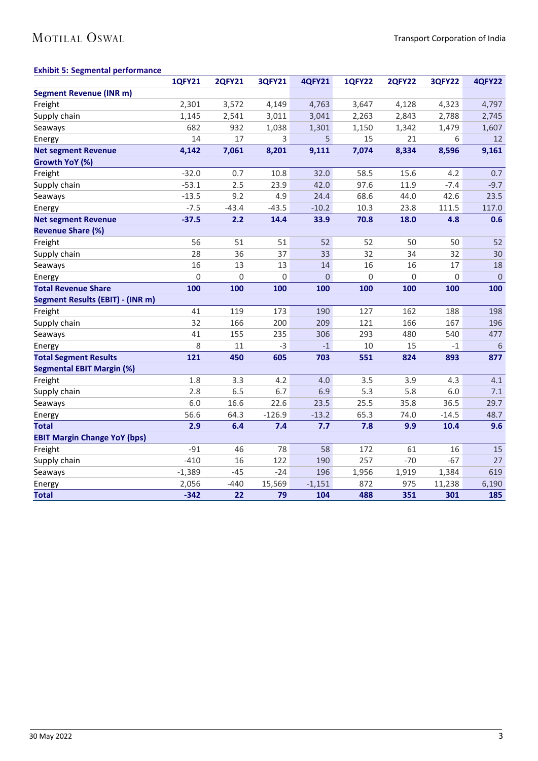**Exhibit 5: Segmental performance**

| | 1QFY21 | 2QFY21 | 3QFY21 | 4QFY21 | 1QFY22 | 2QFY22 | 3QFY22 | 4QFY22 |
|---|---|---|---|---|---|---|---|---|
| **Segment Revenue (INR m)** | | | | | | | | |
| Freight | 2,301 | 3,572 | 4,149 | 4,763 | 3,647 | 4,128 | 4,323 | 4,797 |
| Supply chain | 1,145 | 2,541 | 3,011 | 3,041 | 2,263 | 2,843 | 2,788 | 2,745 |
| Seaways | 682 | 932 | 1,038 | 1,301 | 1,150 | 1,342 | 1,479 | 1,607 |
| Energy | 14 | 17 | 3 | 5 | 15 | 21 | 6 | 12 |
| **Net segment Revenue** | **4,142** | **7,061** | **8,201** | **9,111** | **7,074** | **8,334** | **8,596** | **9,161** |
| **Growth YoY (%)** | | | | | | | | |
| Freight | -32.0 | 0.7 | 10.8 | 32.0 | 58.5 | 15.6 | 4.2 | 0.7 |
| Supply chain | -53.1 | 2.5 | 23.9 | 42.0 | 97.6 | 11.9 | -7.4 | -9.7 |
| Seaways | -13.5 | 9.2 | 4.9 | 24.4 | 68.6 | 44.0 | 42.6 | 23.5 |
| Energy | -7.5 | -43.4 | -43.5 | -10.2 | 10.3 | 23.8 | 111.5 | 117.0 |
| **Net segment Revenue** | **-37.5** | **2.2** | **14.4** | **33.9** | **70.8** | **18.0** | **4.8** | **0.6** |
| **Revenue Share (%)** | | | | | | | | |
| Freight | 56 | 51 | 51 | 52 | 52 | 50 | 50 | 52 |
| Supply chain | 28 | 36 | 37 | 33 | 32 | 34 | 32 | 30 |
| Seaways | 16 | 13 | 13 | 14 | 16 | 16 | 17 | 18 |
| Energy | 0 | 0 | 0 | 0 | 0 | 0 | 0 | 0 |
| **Total Revenue Share** | **100** | **100** | **100** | **100** | **100** | **100** | **100** | **100** |
| **Segment Results (EBIT) - (INR m)** | | | | | | | | |
| Freight | 41 | 119 | 173 | 190 | 127 | 162 | 188 | 198 |
| Supply chain | 32 | 166 | 200 | 209 | 121 | 166 | 167 | 196 |
| Seaways | 41 | 155 | 235 | 306 | 293 | 480 | 540 | 477 |
| Energy | 8 | 11 | -3 | -1 | 10 | 15 | -1 | 6 |
| **Total Segment Results** | **121** | **450** | **605** | **703** | **551** | **824** | **893** | **877** |
| **Segmental EBIT Margin (%)** | | | | | | | | |
| Freight | 1.8 | 3.3 | 4.2 | 4.0 | 3.5 | 3.9 | 4.3 | 4.1 |
| Supply chain | 2.8 | 6.5 | 6.7 | 6.9 | 5.3 | 5.8 | 6.0 | 7.1 |
| Seaways | 6.0 | 16.6 | 22.6 | 23.5 | 25.5 | 35.8 | 36.5 | 29.7 |
| Energy | 56.6 | 64.3 | -126.9 | -13.2 | 65.3 | 74.0 | -14.5 | 48.7 |
| **Total** | **2.9** | **6.4** | **7.4** | **7.7** | **7.8** | **9.9** | **10.4** | **9.6** |
| **EBIT Margin Change YoY (bps)** | | | | | | | | |
| Freight | -91 | 46 | 78 | 58 | 172 | 61 | 16 | 15 |
| Supply chain | -410 | 16 | 122 | 190 | 257 | -70 | -67 | 27 |
| Seaways | -1,389 | -45 | -24 | 196 | 1,956 | 1,919 | 1,384 | 619 |
| Energy | 2,056 | -440 | 15,569 | -1,151 | 872 | 975 | 11,238 | 6,190 |
| **Total** | **-342** | **22** | **79** | **104** | **488** | **351** | **301** | **185** |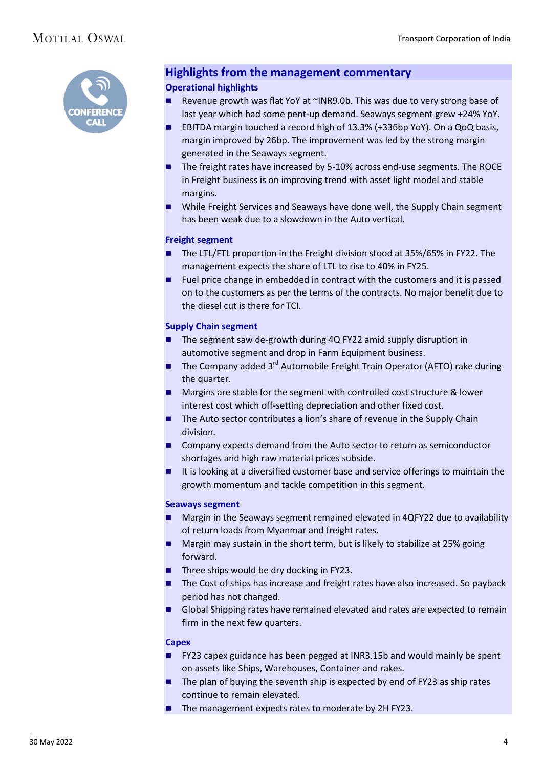## Highlights from the management commentary

### Operational highlights

- Revenue growth was flat YoY at ~INR9.0b. This was due to very strong base of last year which had some pent-up demand. Seaways segment grew +24% YoY.
- EBITDA margin touched a record high of 13.3% (+336bp YoY). On a QoQ basis, margin improved by 26bp. The improvement was led by the strong margin generated in the Seaways segment.
- The freight rates have increased by 5-10% across end-use segments. The ROCE in Freight business is on improving trend with asset light model and stable margins.
- While Freight Services and Seaways have done well, the Supply Chain segment has been weak due to a slowdown in the Auto vertical.

### Freight segment

- The LTL/FTL proportion in the Freight division stood at 35%/65% in FY22. The management expects the share of LTL to rise to 40% in FY25.
- Fuel price change in embedded in contract with the customers and it is passed on to the customers as per the terms of the contracts. No major benefit due to the diesel cut is there for TCI.

### Supply Chain segment

- The segment saw de-growth during 4Q FY22 amid supply disruption in automotive segment and drop in Farm Equipment business.
- The Company added 3rd Automobile Freight Train Operator (AFTO) rake during the quarter.
- Margins are stable for the segment with controlled cost structure & lower interest cost which off-setting depreciation and other fixed cost.
- The Auto sector contributes a lion's share of revenue in the Supply Chain division.
- Company expects demand from the Auto sector to return as semiconductor shortages and high raw material prices subside.
- It is looking at a diversified customer base and service offerings to maintain the growth momentum and tackle competition in this segment.

### Seaways segment

- Margin in the Seaways segment remained elevated in 4QFY22 due to availability of return loads from Myanmar and freight rates.
- Margin may sustain in the short term, but is likely to stabilize at 25% going forward.
- Three ships would be dry docking in FY23.
- The Cost of ships has increase and freight rates have also increased. So payback period has not changed.
- Global Shipping rates have remained elevated and rates are expected to remain firm in the next few quarters.

### Capex

- FY23 capex guidance has been pegged at INR3.15b and would mainly be spent on assets like Ships, Warehouses, Container and rakes.
- The plan of buying the seventh ship is expected by end of FY23 as ship rates continue to remain elevated.
- The management expects rates to moderate by 2H FY23.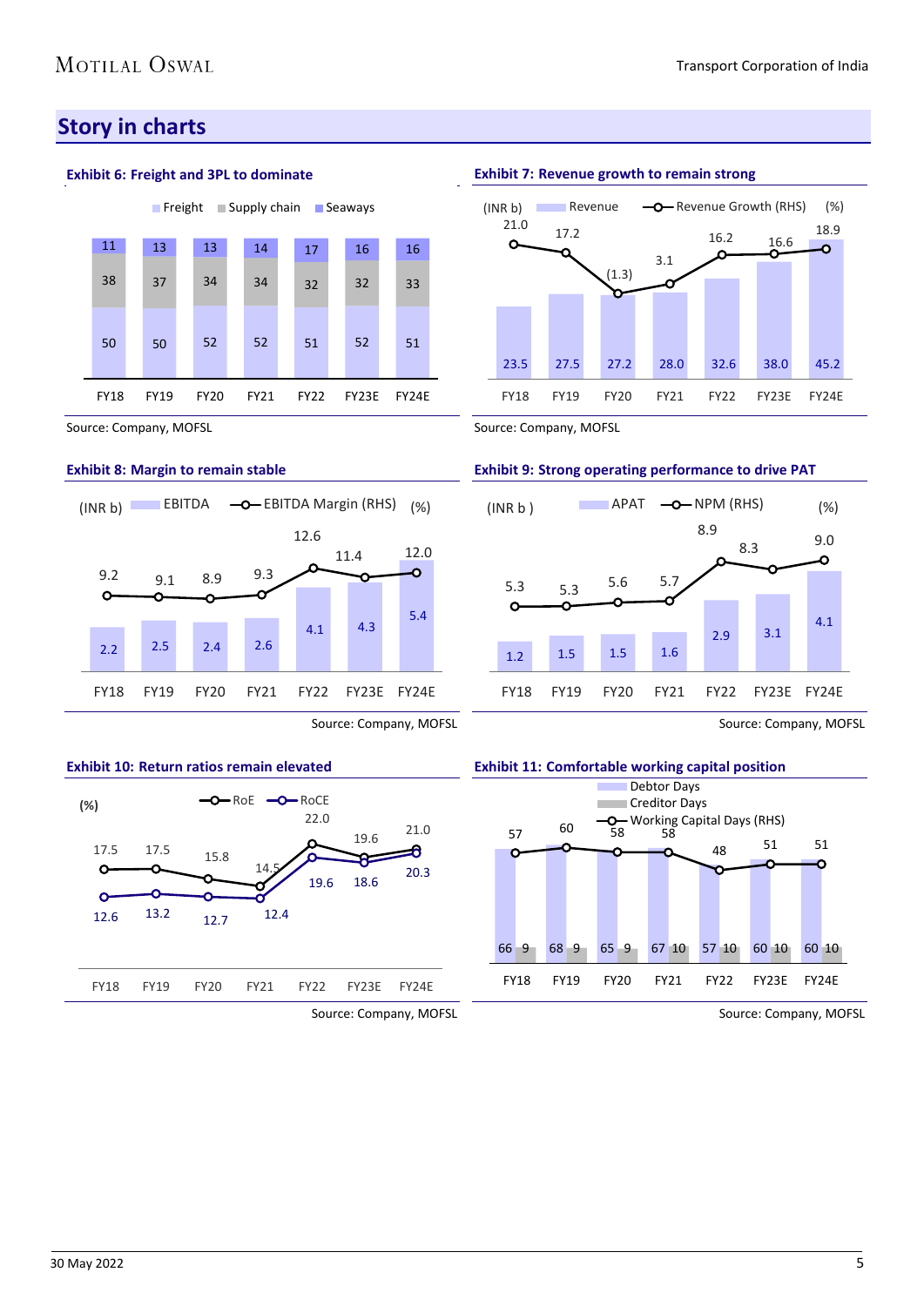## Story in charts

**Exhibit 6: Freight and 3PL to dominate**

| | FY18 | FY19 | FY20 | FY21 | FY22 | FY23E | FY24E |
|---|---|---|---|---|---|---|---|
| Freight | 50 | 50 | 52 | 52 | 51 | 52 | 51 |
| Supply chain | 38 | 37 | 34 | 34 | 32 | 32 | 33 |
| Seaways | 11 | 13 | 13 | 14 | 17 | 16 | 16 |

Source: Company, MOFSL

**Exhibit 7: Revenue growth to remain strong**

| | FY18 | FY19 | FY20 | FY21 | FY22 | FY23E | FY24E |
|---|---|---|---|---|---|---|---|
| Revenue (INR b) | 23.5 | 27.5 | 27.2 | 28.0 | 32.6 | 38.0 | 45.2 |
| Revenue Growth (RHS) (%) | 21.0 | 17.2 | (1.3) | 3.1 | 16.2 | 16.6 | 18.9 |

Source: Company, MOFSL

**Exhibit 8: Margin to remain stable**

| | FY18 | FY19 | FY20 | FY21 | FY22 | FY23E | FY24E |
|---|---|---|---|---|---|---|---|
| EBITDA (INR b) | 2.2 | 2.5 | 2.4 | 2.6 | 4.1 | 4.3 | 5.4 |
| EBITDA Margin (RHS) (%) | 9.2 | 9.1 | 8.9 | 9.3 | 12.6 | 11.4 | 12.0 |

Source: Company, MOFSL

**Exhibit 9: Strong operating performance to drive PAT**

| | FY18 | FY19 | FY20 | FY21 | FY22 | FY23E | FY24E |
|---|---|---|---|---|---|---|---|
| APAT (INR b) | 1.2 | 1.5 | 1.5 | 1.6 | 2.9 | 3.1 | 4.1 |
| NPM (RHS) (%) | 5.3 | 5.3 | 5.6 | 5.7 | 8.9 | 8.3 | 9.0 |

Source: Company, MOFSL

**Exhibit 10: Return ratios remain elevated**

| (%) | FY18 | FY19 | FY20 | FY21 | FY22 | FY23E | FY24E |
|---|---|---|---|---|---|---|---|
| RoE | 17.5 | 17.5 | 15.8 | 14.5 | 22.0 | 19.6 | 21.0 |
| RoCE | 12.6 | 13.2 | 12.7 | 12.4 | 19.6 | 18.6 | 20.3 |

Source: Company, MOFSL

**Exhibit 11: Comfortable working capital position**

| | FY18 | FY19 | FY20 | FY21 | FY22 | FY23E | FY24E |
|---|---|---|---|---|---|---|---|
| Debtor Days | 66 | 68 | 65 | 67 | 57 | 60 | 60 |
| Creditor Days | 9 | 9 | 9 | 10 | 10 | 10 | 10 |
| Working Capital Days (RHS) | 57 | 60 | 58 | 58 | 48 | 51 | 51 |

Source: Company, MOFSL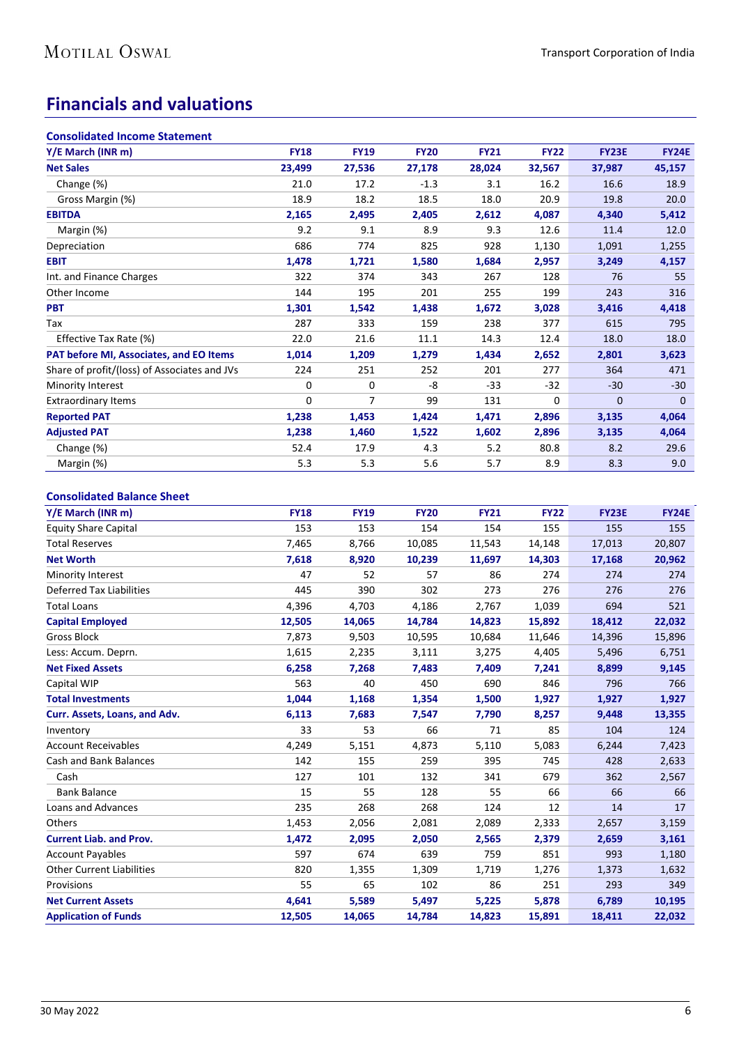# Financials and valuations

### Consolidated Income Statement

| Y/E March (INR m) | FY18 | FY19 | FY20 | FY21 | FY22 | FY23E | FY24E |
|---|---|---|---|---|---|---|---|
| **Net Sales** | **23,499** | **27,536** | **27,178** | **28,024** | **32,567** | **37,987** | **45,157** |
| Change (%) | 21.0 | 17.2 | -1.3 | 3.1 | 16.2 | 16.6 | 18.9 |
| Gross Margin (%) | 18.9 | 18.2 | 18.5 | 18.0 | 20.9 | 19.8 | 20.0 |
| **EBITDA** | **2,165** | **2,495** | **2,405** | **2,612** | **4,087** | **4,340** | **5,412** |
| Margin (%) | 9.2 | 9.1 | 8.9 | 9.3 | 12.6 | 11.4 | 12.0 |
| Depreciation | 686 | 774 | 825 | 928 | 1,130 | 1,091 | 1,255 |
| **EBIT** | **1,478** | **1,721** | **1,580** | **1,684** | **2,957** | **3,249** | **4,157** |
| Int. and Finance Charges | 322 | 374 | 343 | 267 | 128 | 76 | 55 |
| Other Income | 144 | 195 | 201 | 255 | 199 | 243 | 316 |
| **PBT** | **1,301** | **1,542** | **1,438** | **1,672** | **3,028** | **3,416** | **4,418** |
| Tax | 287 | 333 | 159 | 238 | 377 | 615 | 795 |
| Effective Tax Rate (%) | 22.0 | 21.6 | 11.1 | 14.3 | 12.4 | 18.0 | 18.0 |
| **PAT before MI, Associates, and EO Items** | **1,014** | **1,209** | **1,279** | **1,434** | **2,652** | **2,801** | **3,623** |
| Share of profit/(loss) of Associates and JVs | 224 | 251 | 252 | 201 | 277 | 364 | 471 |
| Minority Interest | 0 | 0 | -8 | -33 | -32 | -30 | -30 |
| Extraordinary Items | 0 | 7 | 99 | 131 | 0 | 0 | 0 |
| **Reported PAT** | **1,238** | **1,453** | **1,424** | **1,471** | **2,896** | **3,135** | **4,064** |
| **Adjusted PAT** | **1,238** | **1,460** | **1,522** | **1,602** | **2,896** | **3,135** | **4,064** |
| Change (%) | 52.4 | 17.9 | 4.3 | 5.2 | 80.8 | 8.2 | 29.6 |
| Margin (%) | 5.3 | 5.3 | 5.6 | 5.7 | 8.9 | 8.3 | 9.0 |

### Consolidated Balance Sheet

| Y/E March (INR m) | FY18 | FY19 | FY20 | FY21 | FY22 | FY23E | FY24E |
|---|---|---|---|---|---|---|---|
| Equity Share Capital | 153 | 153 | 154 | 154 | 155 | 155 | 155 |
| Total Reserves | 7,465 | 8,766 | 10,085 | 11,543 | 14,148 | 17,013 | 20,807 |
| **Net Worth** | **7,618** | **8,920** | **10,239** | **11,697** | **14,303** | **17,168** | **20,962** |
| Minority Interest | 47 | 52 | 57 | 86 | 274 | 274 | 274 |
| Deferred Tax Liabilities | 445 | 390 | 302 | 273 | 276 | 276 | 276 |
| Total Loans | 4,396 | 4,703 | 4,186 | 2,767 | 1,039 | 694 | 521 |
| **Capital Employed** | **12,505** | **14,065** | **14,784** | **14,823** | **15,892** | **18,412** | **22,032** |
| Gross Block | 7,873 | 9,503 | 10,595 | 10,684 | 11,646 | 14,396 | 15,896 |
| Less: Accum. Deprn. | 1,615 | 2,235 | 3,111 | 3,275 | 4,405 | 5,496 | 6,751 |
| **Net Fixed Assets** | **6,258** | **7,268** | **7,483** | **7,409** | **7,241** | **8,899** | **9,145** |
| Capital WIP | 563 | 40 | 450 | 690 | 846 | 796 | 766 |
| **Total Investments** | **1,044** | **1,168** | **1,354** | **1,500** | **1,927** | **1,927** | **1,927** |
| **Curr. Assets, Loans, and Adv.** | **6,113** | **7,683** | **7,547** | **7,790** | **8,257** | **9,448** | **13,355** |
| Inventory | 33 | 53 | 66 | 71 | 85 | 104 | 124 |
| Account Receivables | 4,249 | 5,151 | 4,873 | 5,110 | 5,083 | 6,244 | 7,423 |
| Cash and Bank Balances | 142 | 155 | 259 | 395 | 745 | 428 | 2,633 |
| Cash | 127 | 101 | 132 | 341 | 679 | 362 | 2,567 |
| Bank Balance | 15 | 55 | 128 | 55 | 66 | 66 | 66 |
| Loans and Advances | 235 | 268 | 268 | 124 | 12 | 14 | 17 |
| Others | 1,453 | 2,056 | 2,081 | 2,089 | 2,333 | 2,657 | 3,159 |
| **Current Liab. and Prov.** | **1,472** | **2,095** | **2,050** | **2,565** | **2,379** | **2,659** | **3,161** |
| Account Payables | 597 | 674 | 639 | 759 | 851 | 993 | 1,180 |
| Other Current Liabilities | 820 | 1,355 | 1,309 | 1,719 | 1,276 | 1,373 | 1,632 |
| Provisions | 55 | 65 | 102 | 86 | 251 | 293 | 349 |
| **Net Current Assets** | **4,641** | **5,589** | **5,497** | **5,225** | **5,878** | **6,789** | **10,195** |
| **Application of Funds** | **12,505** | **14,065** | **14,784** | **14,823** | **15,891** | **18,411** | **22,032** |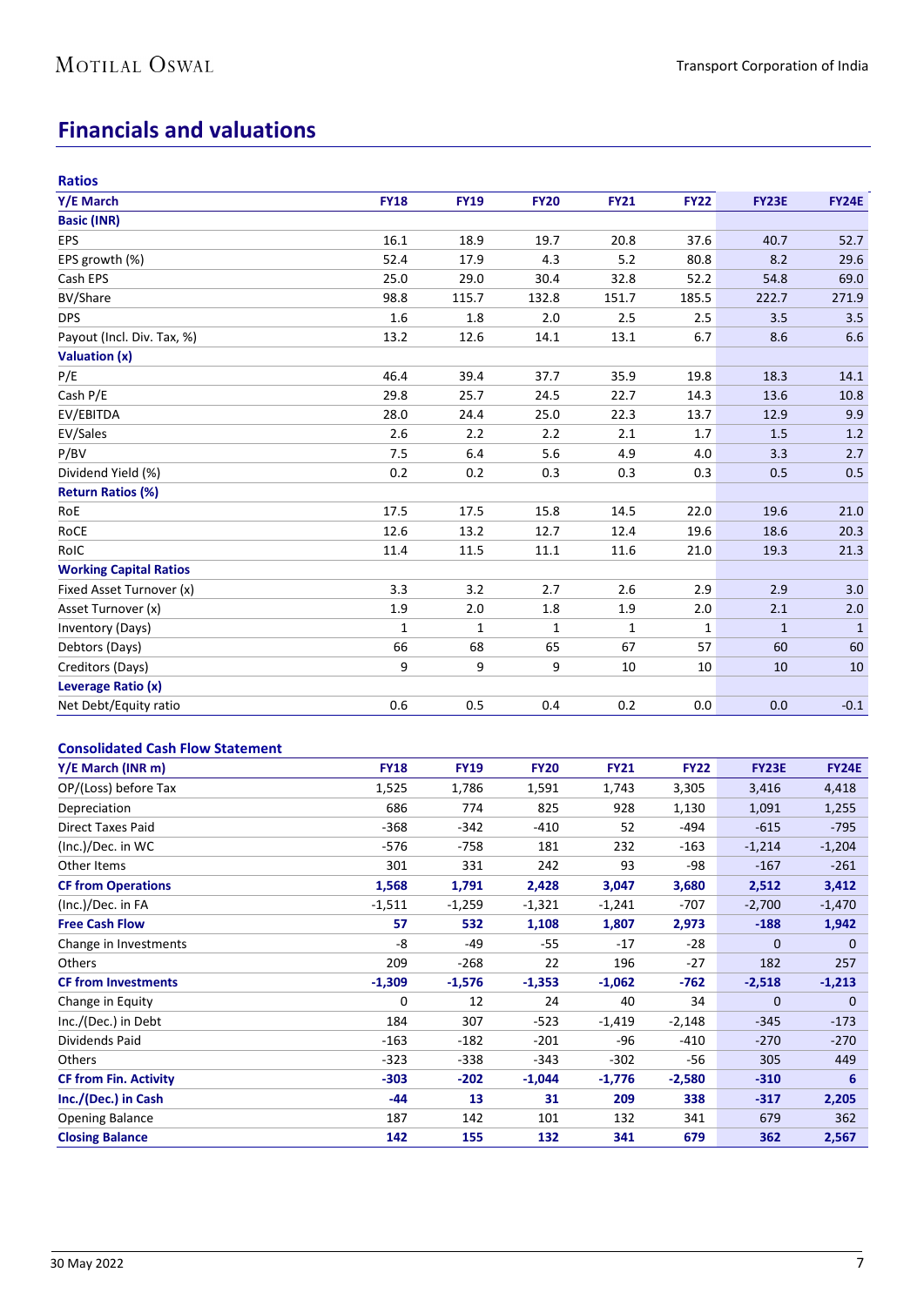## Financials and valuations

**Ratios**

| Y/E March | FY18 | FY19 | FY20 | FY21 | FY22 | FY23E | FY24E |
|---|---|---|---|---|---|---|---|
| **Basic (INR)** | | | | | | | |
| EPS | 16.1 | 18.9 | 19.7 | 20.8 | 37.6 | 40.7 | 52.7 |
| EPS growth (%) | 52.4 | 17.9 | 4.3 | 5.2 | 80.8 | 8.2 | 29.6 |
| Cash EPS | 25.0 | 29.0 | 30.4 | 32.8 | 52.2 | 54.8 | 69.0 |
| BV/Share | 98.8 | 115.7 | 132.8 | 151.7 | 185.5 | 222.7 | 271.9 |
| DPS | 1.6 | 1.8 | 2.0 | 2.5 | 2.5 | 3.5 | 3.5 |
| Payout (Incl. Div. Tax, %) | 13.2 | 12.6 | 14.1 | 13.1 | 6.7 | 8.6 | 6.6 |
| **Valuation (x)** | | | | | | | |
| P/E | 46.4 | 39.4 | 37.7 | 35.9 | 19.8 | 18.3 | 14.1 |
| Cash P/E | 29.8 | 25.7 | 24.5 | 22.7 | 14.3 | 13.6 | 10.8 |
| EV/EBITDA | 28.0 | 24.4 | 25.0 | 22.3 | 13.7 | 12.9 | 9.9 |
| EV/Sales | 2.6 | 2.2 | 2.2 | 2.1 | 1.7 | 1.5 | 1.2 |
| P/BV | 7.5 | 6.4 | 5.6 | 4.9 | 4.0 | 3.3 | 2.7 |
| Dividend Yield (%) | 0.2 | 0.2 | 0.3 | 0.3 | 0.3 | 0.5 | 0.5 |
| **Return Ratios (%)** | | | | | | | |
| RoE | 17.5 | 17.5 | 15.8 | 14.5 | 22.0 | 19.6 | 21.0 |
| RoCE | 12.6 | 13.2 | 12.7 | 12.4 | 19.6 | 18.6 | 20.3 |
| RoIC | 11.4 | 11.5 | 11.1 | 11.6 | 21.0 | 19.3 | 21.3 |
| **Working Capital Ratios** | | | | | | | |
| Fixed Asset Turnover (x) | 3.3 | 3.2 | 2.7 | 2.6 | 2.9 | 2.9 | 3.0 |
| Asset Turnover (x) | 1.9 | 2.0 | 1.8 | 1.9 | 2.0 | 2.1 | 2.0 |
| Inventory (Days) | 1 | 1 | 1 | 1 | 1 | 1 | 1 |
| Debtors (Days) | 66 | 68 | 65 | 67 | 57 | 60 | 60 |
| Creditors (Days) | 9 | 9 | 9 | 10 | 10 | 10 | 10 |
| **Leverage Ratio (x)** | | | | | | | |
| Net Debt/Equity ratio | 0.6 | 0.5 | 0.4 | 0.2 | 0.0 | 0.0 | -0.1 |

**Consolidated Cash Flow Statement**

| Y/E March (INR m) | FY18 | FY19 | FY20 | FY21 | FY22 | FY23E | FY24E |
|---|---|---|---|---|---|---|---|
| OP/(Loss) before Tax | 1,525 | 1,786 | 1,591 | 1,743 | 3,305 | 3,416 | 4,418 |
| Depreciation | 686 | 774 | 825 | 928 | 1,130 | 1,091 | 1,255 |
| Direct Taxes Paid | -368 | -342 | -410 | 52 | -494 | -615 | -795 |
| (Inc.)/Dec. in WC | -576 | -758 | 181 | 232 | -163 | -1,214 | -1,204 |
| Other Items | 301 | 331 | 242 | 93 | -98 | -167 | -261 |
| **CF from Operations** | **1,568** | **1,791** | **2,428** | **3,047** | **3,680** | **2,512** | **3,412** |
| (Inc.)/Dec. in FA | -1,511 | -1,259 | -1,321 | -1,241 | -707 | -2,700 | -1,470 |
| **Free Cash Flow** | **57** | **532** | **1,108** | **1,807** | **2,973** | **-188** | **1,942** |
| Change in Investments | -8 | -49 | -55 | -17 | -28 | 0 | 0 |
| Others | 209 | -268 | 22 | 196 | -27 | 182 | 257 |
| **CF from Investments** | **-1,309** | **-1,576** | **-1,353** | **-1,062** | **-762** | **-2,518** | **-1,213** |
| Change in Equity | 0 | 12 | 24 | 40 | 34 | 0 | 0 |
| Inc./(Dec.) in Debt | 184 | 307 | -523 | -1,419 | -2,148 | -345 | -173 |
| Dividends Paid | -163 | -182 | -201 | -96 | -410 | -270 | -270 |
| Others | -323 | -338 | -343 | -302 | -56 | 305 | 449 |
| **CF from Fin. Activity** | **-303** | **-202** | **-1,044** | **-1,776** | **-2,580** | **-310** | **6** |
| **Inc./(Dec.) in Cash** | **-44** | **13** | **31** | **209** | **338** | **-317** | **2,205** |
| Opening Balance | 187 | 142 | 101 | 132 | 341 | 679 | 362 |
| **Closing Balance** | **142** | **155** | **132** | **341** | **679** | **362** | **2,567** |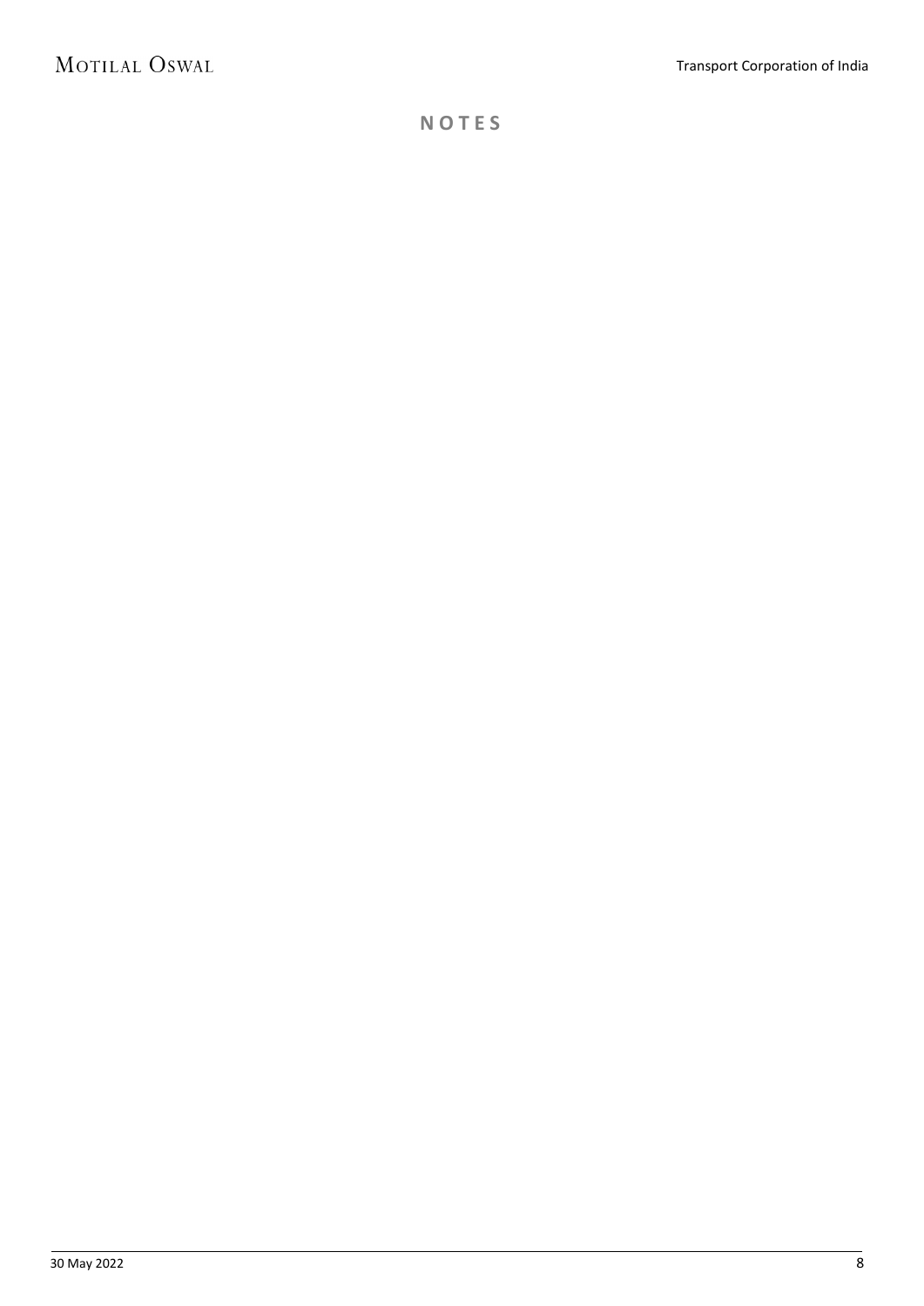# NOTES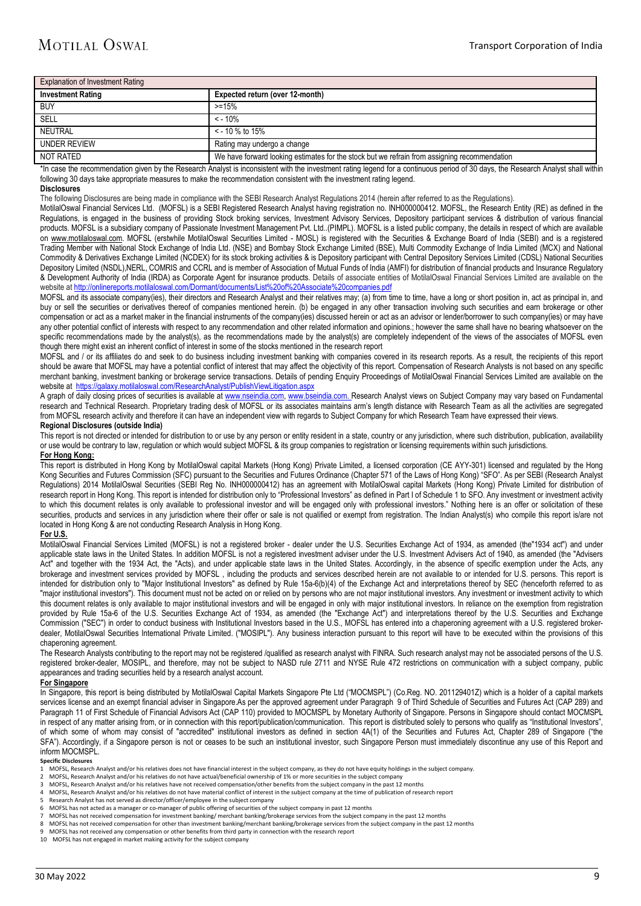| Explanation of Investment Rating | |
|---|---|
| **Investment Rating** | **Expected return (over 12-month)** |
| BUY | >=15% |
| SELL | < - 10% |
| NEUTRAL | < - 10 % to 15% |
| UNDER REVIEW | Rating may undergo a change |
| NOT RATED | We have forward looking estimates for the stock but we refrain from assigning recommendation |

*In case the recommendation given by the Research Analyst is inconsistent with the investment rating legend for a continuous period of 30 days, the Research Analyst shall within following 30 days take appropriate measures to make the recommendation consistent with the investment rating legend.

**Disclosures**

The following Disclosures are being made in compliance with the SEBI Research Analyst Regulations 2014 (herein after referred to as the Regulations).

MotilalOswal Financial Services Ltd. (MOFSL) is a SEBI Registered Research Analyst having registration no. INH000000412. MOFSL, the Research Entity (RE) as defined in the Regulations, is engaged in the business of providing Stock broking services, Investment Advisory Services, Depository participant services & distribution of various financial products. MOFSL is a subsidiary company of Passionate Investment Management Pvt. Ltd..(PIMPL). MOFSL is a listed public company, the details in respect of which are available on www.motilaloswal.com. MOFSL (erstwhile MotilalOswal Securities Limited - MOSL) is registered with the Securities & Exchange Board of India (SEBI) and is a registered Trading Member with National Stock Exchange of India Ltd. (NSE) and Bombay Stock Exchange Limited (BSE), Multi Commodity Exchange of India Limited (MCX) and National Commodity & Derivatives Exchange Limited (NCDEX) for its stock broking activities & is Depository participant with Central Depository Services Limited (CDSL) National Securities Depository Limited (NSDL),NERL, COMRIS and CCRL and is member of Association of Mutual Funds of India (AMFI) for distribution of financial products and Insurance Regulatory & Development Authority of India (IRDA) as Corporate Agent for insurance products. Details of associate entities of MotilalOswal Financial Services Limited are available on the website at http://onlinereports.motilaloswal.com/Dormant/documents/List%20of%20Associate%20companies.pdf

MOFSL and its associate company(ies), their directors and Research Analyst and their relatives may; (a) from time to time, have a long or short position in, act as principal in, and buy or sell the securities or derivatives thereof of companies mentioned herein. (b) be engaged in any other transaction involving such securities and earn brokerage or other compensation or act as a market maker in the financial instruments of the company(ies) discussed herein or act as an advisor or lender/borrower to such company(ies) or may have any other potential conflict of interests with respect to any recommendation and other related information and opinions.; however the same shall have no bearing whatsoever on the specific recommendations made by the analyst(s), as the recommendations made by the analyst(s) are completely independent of the views of the associates of MOFSL even though there might exist an inherent conflict of interest in some of the stocks mentioned in the research report

MOFSL and / or its affiliates do and seek to do business including investment banking with companies covered in its research reports. As a result, the recipients of this report should be aware that MOFSL may have a potential conflict of interest that may affect the objectivity of this report. Compensation of Research Analysts is not based on any specific merchant banking, investment banking or brokerage service transactions. Details of pending Enquiry Proceedings of MotilalOswal Financial Services Limited are available on the website at https://galaxy.motilaloswal.com/ResearchAnalyst/PublishViewLitigation.aspx

A graph of daily closing prices of securities is available at www.nseindia.com, www.bseindia.com. Research Analyst views on Subject Company may vary based on Fundamental research and Technical Research. Proprietary trading desk of MOFSL or its associates maintains arm's length distance with Research Team as all the activities are segregated from MOFSL research activity and therefore it can have an independent view with regards to Subject Company for which Research Team have expressed their views.

**Regional Disclosures (outside India)**

This report is not directed or intended for distribution to or use by any person or entity resident in a state, country or any jurisdiction, where such distribution, publication, availability or use would be contrary to law, regulation or which would subject MOFSL & its group companies to registration or licensing requirements within such jurisdictions.

**For Hong Kong:**

This report is distributed in Hong Kong by MotilalOswal capital Markets (Hong Kong) Private Limited, a licensed corporation (CE AYY-301) licensed and regulated by the Hong Kong Securities and Futures Commission (SFC) pursuant to the Securities and Futures Ordinance (Chapter 571 of the Laws of Hong Kong) "SFO". As per SEBI (Research Analyst Regulations) 2014 MotilalOswal Securities (SEBI Reg No. INH000000412) has an agreement with MotilalOswal capital Markets (Hong Kong) Private Limited for distribution of research report in Hong Kong. This report is intended for distribution only to "Professional Investors" as defined in Part I of Schedule 1 to SFO. Any investment or investment activity to which this document relates is only available to professional investor and will be engaged only with professional investors." Nothing here is an offer or solicitation of these securities, products and services in any jurisdiction where their offer or sale is not qualified or exempt from registration. The Indian Analyst(s) who compile this report is/are not located in Hong Kong & are not conducting Research Analysis in Hong Kong.

**For U.S.**

MotilalOswal Financial Services Limited (MOFSL) is not a registered broker - dealer under the U.S. Securities Exchange Act of 1934, as amended (the"1934 act") and under applicable state laws in the United States. In addition MOFSL is not a registered investment adviser under the U.S. Investment Advisers Act of 1940, as amended (the "Advisers Act" and together with the 1934 Act, the "Acts), and under applicable state laws in the United States. Accordingly, in the absence of specific exemption under the Acts, any brokerage and investment services provided by MOFSL , including the products and services described herein are not available to or intended for U.S. persons. This report is intended for distribution only to "Major Institutional Investors" as defined by Rule 15a-6(b)(4) of the Exchange Act and interpretations thereof by SEC (henceforth referred to as "major institutional investors"). This document must not be acted on or relied on by persons who are not major institutional investors. Any investment or investment activity to which this document relates is only available to major institutional investors and will be engaged in only with major institutional investors. In reliance on the exemption from registration provided by Rule 15a-6 of the U.S. Securities Exchange Act of 1934, as amended (the "Exchange Act") and interpretations thereof by the U.S. Securities and Exchange Commission ("SEC") in order to conduct business with Institutional Investors based in the U.S., MOFSL has entered into a chaperoning agreement with a U.S. registered broker-dealer, MotilalOswal Securities International Private Limited. ("MOSIPL"). Any business interaction pursuant to this report will have to be executed within the provisions of this chaperoning agreement.

The Research Analysts contributing to the report may not be registered /qualified as research analyst with FINRA. Such research analyst may not be associated persons of the U.S. registered broker-dealer, MOSIPL, and therefore, may not be subject to NASD rule 2711 and NYSE Rule 472 restrictions on communication with a subject company, public appearances and trading securities held by a research analyst account.

**For Singapore**

In Singapore, this report is being distributed by MotilalOswal Capital Markets Singapore Pte Ltd ("MOCMSPL") (Co.Reg. NO. 201129401Z) which is a holder of a capital markets services license and an exempt financial adviser in Singapore.As per the approved agreement under Paragraph 9 of Third Schedule of Securities and Futures Act (CAP 289) and Paragraph 11 of First Schedule of Financial Advisors Act (CAP 110) provided to MOCMSPL by Monetary Authority of Singapore. Persons in Singapore should contact MOCMSPL in respect of any matter arising from, or in connection with this report/publication/communication. This report is distributed solely to persons who qualify as "Institutional Investors", of which some of whom may consist of "accredited" institutional investors as defined in section 4A(1) of the Securities and Futures Act, Chapter 289 of Singapore ("the SFA"). Accordingly, if a Singapore person is not or ceases to be such an institutional investor, such Singapore Person must immediately discontinue any use of this Report and inform MOCMSPL.

**Specific Disclosures**

1. MOFSL, Research Analyst and/or his relatives does not have financial interest in the subject company, as they do not have equity holdings in the subject company.
2. MOFSL, Research Analyst and/or his relatives do not have actual/beneficial ownership of 1% or more securities in the subject company
3. MOFSL, Research Analyst and/or his relatives have not received compensation/other benefits from the subject company in the past 12 months
4. MOFSL, Research Analyst and/or his relatives do not have material conflict of interest in the subject company at the time of publication of research report
5. Research Analyst has not served as director/officer/employee in the subject company
6. MOFSL has not acted as a manager or co-manager of public offering of securities of the subject company in past 12 months
7. MOFSL has not received compensation for investment banking/ merchant banking/brokerage services from the subject company in the past 12 months
8. MOFSL has not received compensation for other than investment banking/merchant banking/brokerage services from the subject company in the past 12 months
9. MOFSL has not received any compensation or other benefits from third party in connection with the research report
10. MOFSL has not engaged in market making activity for the subject company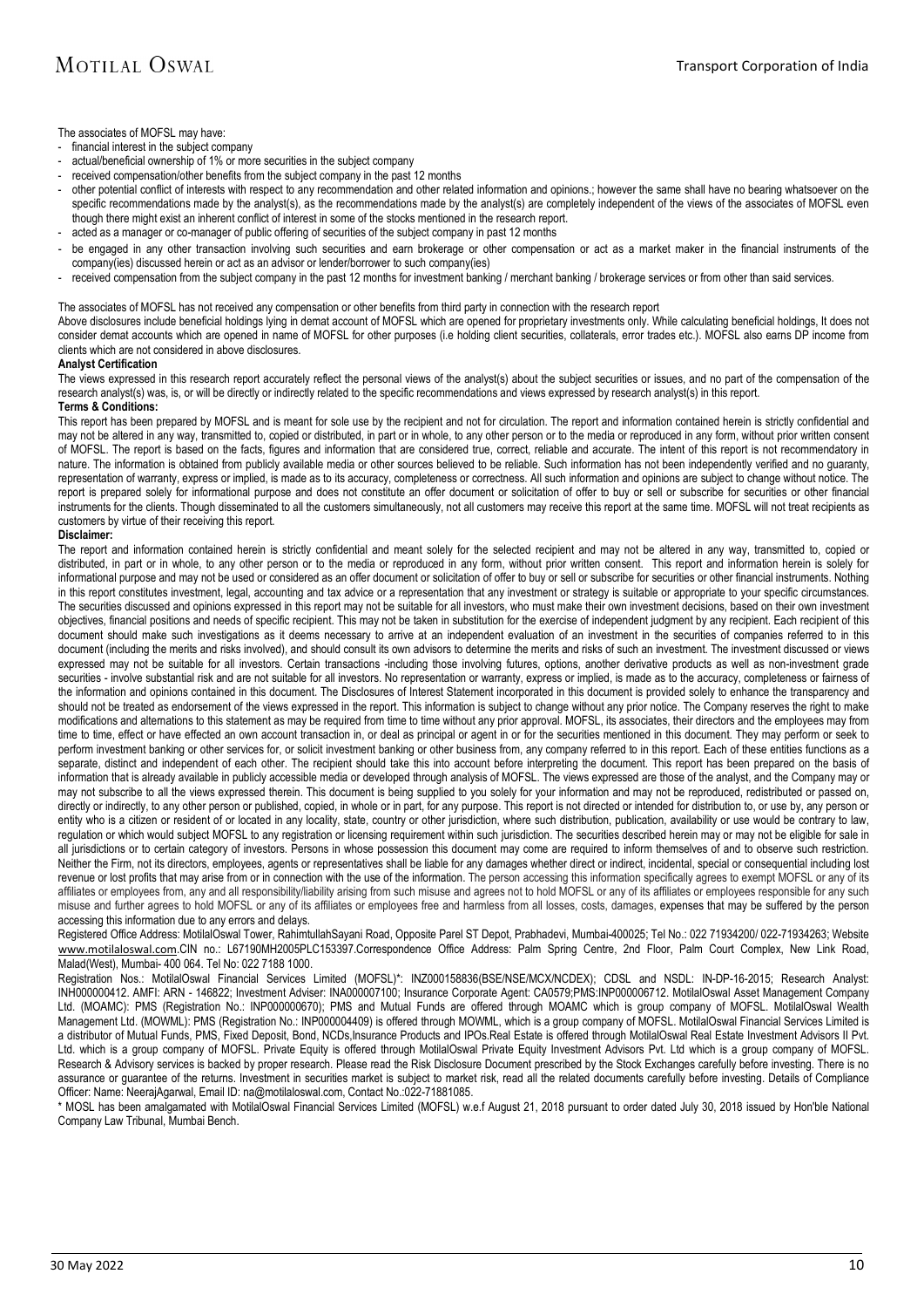The associates of MOFSL may have:

- financial interest in the subject company
- actual/beneficial ownership of 1% or more securities in the subject company
- received compensation/other benefits from the subject company in the past 12 months
- other potential conflict of interests with respect to any recommendation and other related information and opinions.; however the same shall have no bearing whatsoever on the specific recommendations made by the analyst(s), as the recommendations made by the analyst(s) are completely independent of the views of the associates of MOFSL even though there might exist an inherent conflict of interest in some of the stocks mentioned in the research report.
- acted as a manager or co-manager of public offering of securities of the subject company in past 12 months
- be engaged in any other transaction involving such securities and earn brokerage or other compensation or act as a market maker in the financial instruments of the company(ies) discussed herein or act as an advisor or lender/borrower to such company(ies)
- received compensation from the subject company in the past 12 months for investment banking / merchant banking / brokerage services or from other than said services.

The associates of MOFSL has not received any compensation or other benefits from third party in connection with the research report

Above disclosures include beneficial holdings lying in demat account of MOFSL which are opened for proprietary investments only. While calculating beneficial holdings, It does not consider demat accounts which are opened in name of MOFSL for other purposes (i.e holding client securities, collaterals, error trades etc.). MOFSL also earns DP income from clients which are not considered in above disclosures.

**Analyst Certification**

The views expressed in this research report accurately reflect the personal views of the analyst(s) about the subject securities or issues, and no part of the compensation of the research analyst(s) was, is, or will be directly or indirectly related to the specific recommendations and views expressed by research analyst(s) in this report.

**Terms & Conditions:**

This report has been prepared by MOFSL and is meant for sole use by the recipient and not for circulation. The report and information contained herein is strictly confidential and may not be altered in any way, transmitted to, copied or distributed, in part or in whole, to any other person or to the media or reproduced in any form, without prior written consent of MOFSL. The report is based on the facts, figures and information that are considered true, correct, reliable and accurate. The intent of this report is not recommendatory in nature. The information is obtained from publicly available media or other sources believed to be reliable. Such information has not been independently verified and no guaranty, representation of warranty, express or implied, is made as to its accuracy, completeness or correctness. All such information and opinions are subject to change without notice. The report is prepared solely for informational purpose and does not constitute an offer document or solicitation of offer to buy or sell or subscribe for securities or other financial instruments for the clients. Though disseminated to all the customers simultaneously, not all customers may receive this report at the same time. MOFSL will not treat recipients as customers by virtue of their receiving this report.

**Disclaimer:**

The report and information contained herein is strictly confidential and meant solely for the selected recipient and may not be altered in any way, transmitted to, copied or distributed, in part or in whole, to any other person or to the media or reproduced in any form, without prior written consent. This report and information herein is solely for informational purpose and may not be used or considered as an offer document or solicitation of offer to buy or sell or subscribe for securities or other financial instruments. Nothing in this report constitutes investment, legal, accounting and tax advice or a representation that any investment or strategy is suitable or appropriate to your specific circumstances. The securities discussed and opinions expressed in this report may not be suitable for all investors, who must make their own investment decisions, based on their own investment objectives, financial positions and needs of specific recipient. This may not be taken in substitution for the exercise of independent judgment by any recipient. Each recipient of this document should make such investigations as it deems necessary to arrive at an independent evaluation of an investment in the securities of companies referred to in this document (including the merits and risks involved), and should consult its own advisors to determine the merits and risks of such an investment. The investment discussed or views expressed may not be suitable for all investors. Certain transactions -including those involving futures, options, another derivative products as well as non-investment grade securities - involve substantial risk and are not suitable for all investors. No representation or warranty, express or implied, is made as to the accuracy, completeness or fairness of the information and opinions contained in this document. The Disclosures of Interest Statement incorporated in this document is provided solely to enhance the transparency and should not be treated as endorsement of the views expressed in the report. This information is subject to change without any prior notice. The Company reserves the right to make modifications and alternations to this statement as may be required from time to time without any prior approval. MOFSL, its associates, their directors and the employees may from time to time, effect or have effected an own account transaction in, or deal as principal or agent in or for the securities mentioned in this document. They may perform or seek to perform investment banking or other services for, or solicit investment banking or other business from, any company referred to in this report. Each of these entities functions as a separate, distinct and independent of each other. The recipient shall take this into account before interpreting the document. This report has been prepared on the basis of information that is already available in publicly accessible media or developed through analysis of MOFSL. The views expressed are those of the analyst, and the Company may or may not subscribe to all the views expressed therein. This document is being supplied to you solely for your information and may not be reproduced, redistributed or passed on, directly or indirectly, to any other person or published, copied, in whole or in part, for any purpose. This report is not directed or intended for distribution to, or use by, any person or entity who is a citizen or resident of or located in any locality, state, country or other jurisdiction, where such distribution, publication, availability or use would be contrary to law, regulation or which would subject MOFSL to any registration or licensing requirement within such jurisdiction. The securities described herein may or may not be eligible for sale in all jurisdictions or to certain category of investors. Persons in whose possession this document may come are required to inform themselves of and to observe such restriction. Neither the Firm, not its directors, employees, agents or representatives shall be liable for any damages whether direct or indirect, incidental, special or consequential including lost revenue or lost profits that may arise from or in connection with the use of the information. The person accessing this information specifically agrees to exempt MOFSL or any of its affiliates or employees from, any and all responsibility/liability arising from such misuse and agrees not to hold MOFSL or any of its affiliates or employees responsible for any such misuse and further agrees to hold MOFSL or any of its affiliates or employees free and harmless from all losses, costs, damages, expenses that may be suffered by the person accessing this information due to any errors and delays.

Registered Office Address: MotilalOswal Tower, RahimtullahSayani Road, Opposite Parel ST Depot, Prabhadevi, Mumbai-400025; Tel No.: 022 71934200/ 022-71934263; Website www.motilaloswal.com.CIN no.: L67190MH2005PLC153397.Correspondence Office Address: Palm Spring Centre, 2nd Floor, Palm Court Complex, New Link Road, Malad(West), Mumbai- 400 064. Tel No: 022 7188 1000.

Registration Nos.: MotilalOswal Financial Services Limited (MOFSL)*: INZ000158836(BSE/NSE/MCX/NCDEX); CDSL and NSDL: IN-DP-16-2015; Research Analyst: INH000000412. AMFI: ARN - 146822; Investment Adviser: INA000007100; Insurance Corporate Agent: CA0579;PMS:INP000006712. MotilalOswal Asset Management Company Ltd. (MOAMC): PMS (Registration No.: INP000000670); PMS and Mutual Funds are offered through MOAMC which is group company of MOFSL. MotilalOswal Wealth Management Ltd. (MOWML): PMS (Registration No.: INP000004409) is offered through MOWML, which is a group company of MOFSL. MotilalOswal Financial Services Limited is a distributor of Mutual Funds, PMS, Fixed Deposit, Bond, NCDs,Insurance Products and IPOs.Real Estate is offered through MotilalOswal Real Estate Investment Advisors II Pvt. Ltd. which is a group company of MOFSL. Private Equity is offered through MotilalOswal Private Equity Investment Advisors Pvt. Ltd which is a group company of MOFSL. Research & Advisory services is backed by proper research. Please read the Risk Disclosure Document prescribed by the Stock Exchanges carefully before investing. There is no assurance or guarantee of the returns. Investment in securities market is subject to market risk, read all the related documents carefully before investing. Details of Compliance Officer: Name: NeerajAgarwal, Email ID: na@motilaloswal.com, Contact No.:022-71881085.

\* MOSL has been amalgamated with MotilalOswal Financial Services Limited (MOFSL) w.e.f August 21, 2018 pursuant to order dated July 30, 2018 issued by Hon'ble National Company Law Tribunal, Mumbai Bench.